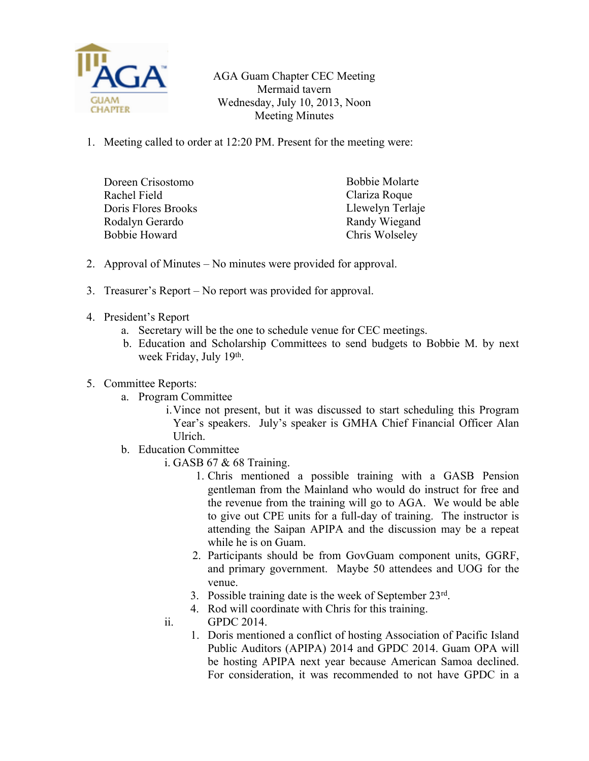AGA Guam Chapter CEC Meeting
Mermaid tavern
Wednesday, July 10, 2013, Noon
Meeting Minutes

1. Meeting called to order at 12:20 PM. Present for the meeting were:

   Doreen Crisostomo
   Rachel Field
   Doris Flores Brooks
   Rodalyn Gerardo
   Bobbie Howard
   Bobbie Molarte
   Clariza Roque
   Llewelyn Terlaje
   Randy Wiegand
   Chris Wolseley

2. Approval of Minutes – No minutes were provided for approval.

3. Treasurer's Report – No report was provided for approval.

4. President's Report
   a. Secretary will be the one to schedule venue for CEC meetings.
   b. Education and Scholarship Committees to send budgets to Bobbie M. by next week Friday, July 19th.

5. Committee Reports:
   a. Program Committee
      i. Vince not present, but it was discussed to start scheduling this Program Year's speakers. July's speaker is GMHA Chief Financial Officer Alan Ulrich.
   b. Education Committee
      i. GASB 67 & 68 Training.
         1. Chris mentioned a possible training with a GASB Pension gentleman from the Mainland who would do instruct for free and the revenue from the training will go to AGA. We would be able to give out CPE units for a full-day of training. The instructor is attending the Saipan APIPA and the discussion may be a repeat while he is on Guam.
         2. Participants should be from GovGuam component units, GGRF, and primary government. Maybe 50 attendees and UOG for the venue.
         3. Possible training date is the week of September 23rd.
         4. Rod will coordinate with Chris for this training.
      ii. GPDC 2014.
         1. Doris mentioned a conflict of hosting Association of Pacific Island Public Auditors (APIPA) 2014 and GPDC 2014. Guam OPA will be hosting APIPA next year because American Samoa declined. For consideration, it was recommended to not have GPDC in a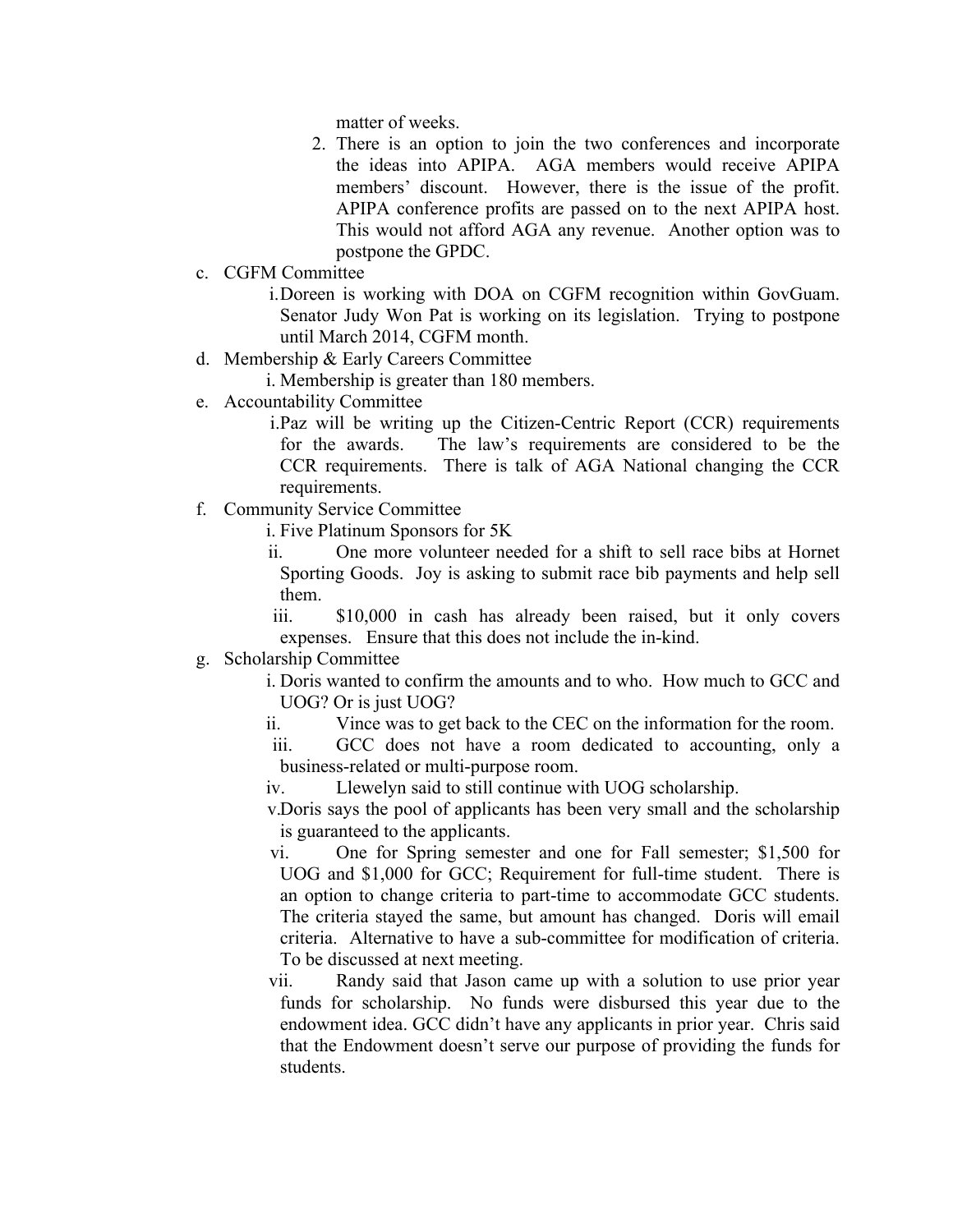matter of weeks.

2. There is an option to join the two conferences and incorporate the ideas into APIPA. AGA members would receive APIPA members' discount. However, there is the issue of the profit. APIPA conference profits are passed on to the next APIPA host. This would not afford AGA any revenue. Another option was to postpone the GPDC.

c. CGFM Committee
   i. Doreen is working with DOA on CGFM recognition within GovGuam. Senator Judy Won Pat is working on its legislation. Trying to postpone until March 2014, CGFM month.

d. Membership & Early Careers Committee
   i. Membership is greater than 180 members.

e. Accountability Committee
   i. Paz will be writing up the Citizen-Centric Report (CCR) requirements for the awards. The law's requirements are considered to be the CCR requirements. There is talk of AGA National changing the CCR requirements.

f. Community Service Committee
   i. Five Platinum Sponsors for 5K
   ii. One more volunteer needed for a shift to sell race bibs at Hornet Sporting Goods. Joy is asking to submit race bib payments and help sell them.
   iii. $10,000 in cash has already been raised, but it only covers expenses. Ensure that this does not include the in-kind.

g. Scholarship Committee
   i. Doris wanted to confirm the amounts and to who. How much to GCC and UOG? Or is just UOG?
   ii. Vince was to get back to the CEC on the information for the room.
   iii. GCC does not have a room dedicated to accounting, only a business-related or multi-purpose room.
   iv. Llewelyn said to still continue with UOG scholarship.
   v. Doris says the pool of applicants has been very small and the scholarship is guaranteed to the applicants.
   vi. One for Spring semester and one for Fall semester; $1,500 for UOG and $1,000 for GCC; Requirement for full-time student. There is an option to change criteria to part-time to accommodate GCC students. The criteria stayed the same, but amount has changed. Doris will email criteria. Alternative to have a sub-committee for modification of criteria. To be discussed at next meeting.
   vii. Randy said that Jason came up with a solution to use prior year funds for scholarship. No funds were disbursed this year due to the endowment idea. GCC didn't have any applicants in prior year. Chris said that the Endowment doesn't serve our purpose of providing the funds for students.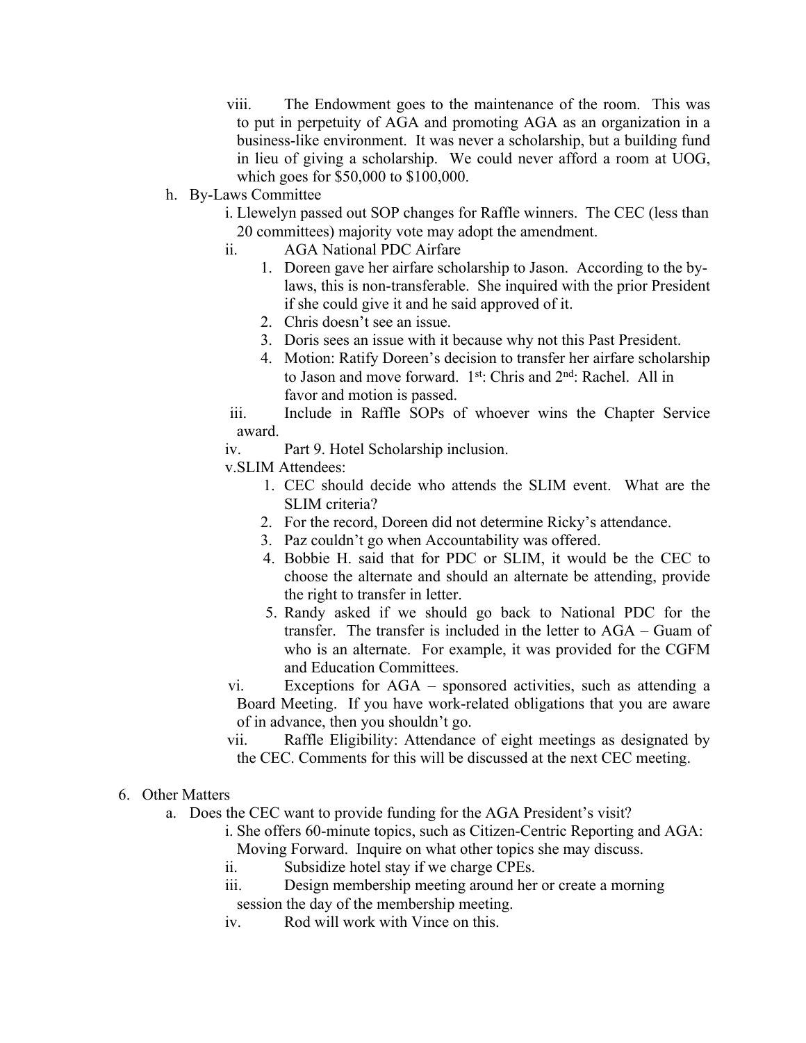viii. The Endowment goes to the maintenance of the room. This was to put in perpetuity of AGA and promoting AGA as an organization in a business-like environment. It was never a scholarship, but a building fund in lieu of giving a scholarship. We could never afford a room at UOG, which goes for $50,000 to $100,000.

h. By-Laws Committee

   i. Llewelyn passed out SOP changes for Raffle winners. The CEC (less than 20 committees) majority vote may adopt the amendment.

   ii. AGA National PDC Airfare

      1. Doreen gave her airfare scholarship to Jason. According to the by-laws, this is non-transferable. She inquired with the prior President if she could give it and he said approved of it.
      2. Chris doesn't see an issue.
      3. Doris sees an issue with it because why not this Past President.
      4. Motion: Ratify Doreen's decision to transfer her airfare scholarship to Jason and move forward. 1st: Chris and 2nd: Rachel. All in favor and motion is passed.

   iii. Include in Raffle SOPs of whoever wins the Chapter Service award.

   iv. Part 9. Hotel Scholarship inclusion.

   v. SLIM Attendees:

      1. CEC should decide who attends the SLIM event. What are the SLIM criteria?
      2. For the record, Doreen did not determine Ricky's attendance.
      3. Paz couldn't go when Accountability was offered.
      4. Bobbie H. said that for PDC or SLIM, it would be the CEC to choose the alternate and should an alternate be attending, provide the right to transfer in letter.
      5. Randy asked if we should go back to National PDC for the transfer. The transfer is included in the letter to AGA – Guam of who is an alternate. For example, it was provided for the CGFM and Education Committees.

   vi. Exceptions for AGA – sponsored activities, such as attending a Board Meeting. If you have work-related obligations that you are aware of in advance, then you shouldn't go.

   vii. Raffle Eligibility: Attendance of eight meetings as designated by the CEC. Comments for this will be discussed at the next CEC meeting.

6. Other Matters

   a. Does the CEC want to provide funding for the AGA President's visit?

      i. She offers 60-minute topics, such as Citizen-Centric Reporting and AGA: Moving Forward. Inquire on what other topics she may discuss.
      ii. Subsidize hotel stay if we charge CPEs.
      iii. Design membership meeting around her or create a morning session the day of the membership meeting.
      iv. Rod will work with Vince on this.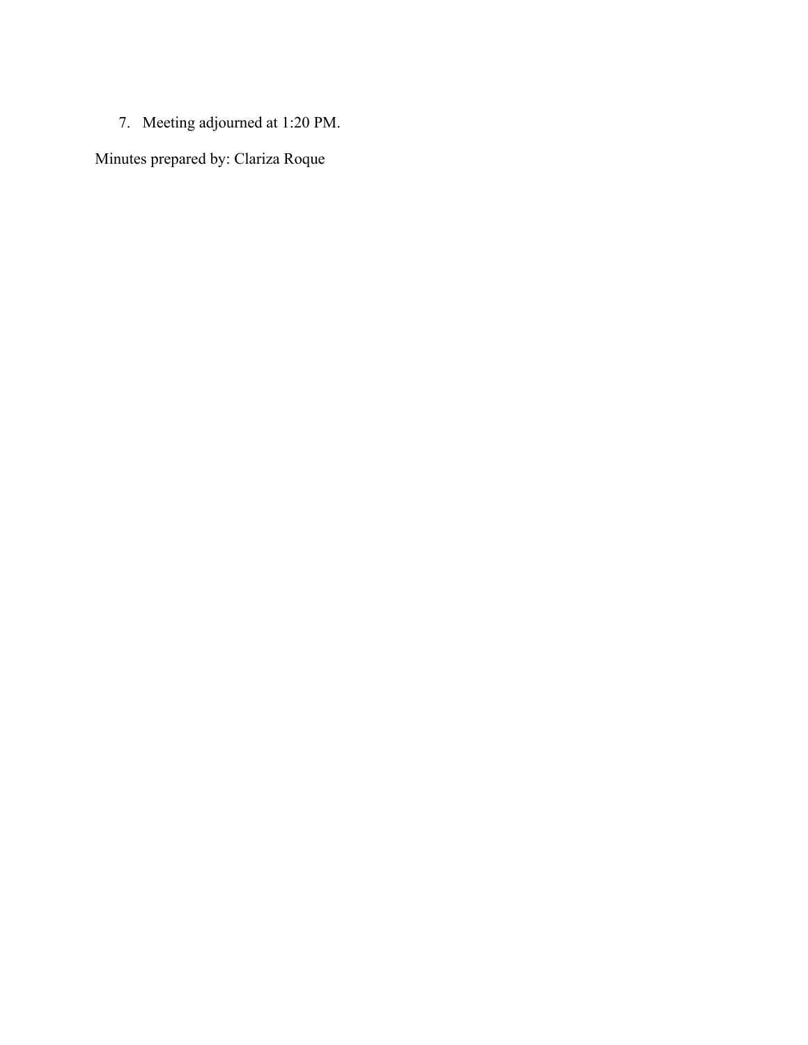7. Meeting adjourned at 1:20 PM.

Minutes prepared by: Clariza Roque